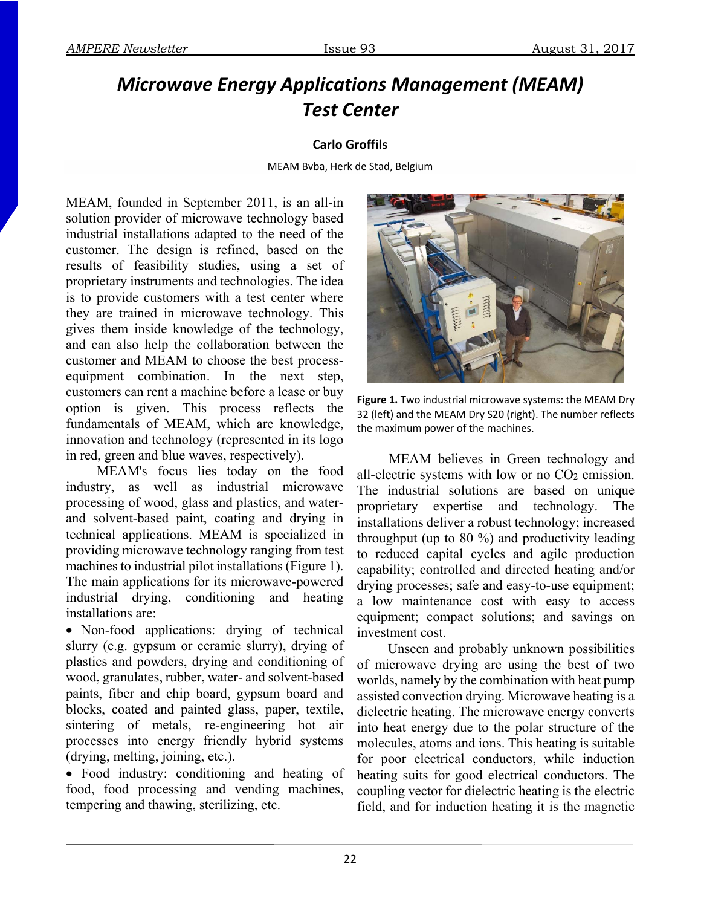# Microwave Energy Applications Management (MEAM) Test Center

**Carlo Groffils**

MEAM Bvba, Herk de Stad, Belgium

MEAM, founded in September 2011, is an all-in solution provider of microwave technology based industrial installations adapted to the need of the customer. The design is refined, based on the results of feasibility studies, using a set of proprietary instruments and technologies. The idea is to provide customers with a test center where they are trained in microwave technology. This gives them inside knowledge of the technology, and can also help the collaboration between the customer and MEAM to choose the best process-equipment combination. In the next step, customers can rent a machine before a lease or buy option is given. This process reflects the fundamentals of MEAM, which are knowledge, innovation and technology (represented in its logo in red, green and blue waves, respectively).

MEAM's focus lies today on the food industry, as well as industrial microwave processing of wood, glass and plastics, and water- and solvent-based paint, coating and drying in technical applications. MEAM is specialized in providing microwave technology ranging from test machines to industrial pilot installations (Figure 1). The main applications for its microwave-powered industrial drying, conditioning and heating installations are:

- Non-food applications: drying of technical slurry (e.g. gypsum or ceramic slurry), drying of plastics and powders, drying and conditioning of wood, granulates, rubber, water- and solvent-based paints, fiber and chip board, gypsum board and blocks, coated and painted glass, paper, textile, sintering of metals, re-engineering hot air processes into energy friendly hybrid systems (drying, melting, joining, etc.).
- Food industry: conditioning and heating of food, food processing and vending machines, tempering and thawing, sterilizing, etc.

**Figure 1.** Two industrial microwave systems: the MEAM Dry 32 (left) and the MEAM Dry S20 (right). The number reflects the maximum power of the machines.

MEAM believes in Green technology and all-electric systems with low or no $CO_2$ emission. The industrial solutions are based on unique proprietary expertise and technology. The installations deliver a robust technology; increased throughput (up to 80 %) and productivity leading to reduced capital cycles and agile production capability; controlled and directed heating and/or drying processes; safe and easy-to-use equipment; a low maintenance cost with easy to access equipment; compact solutions; and savings on investment cost.

Unseen and probably unknown possibilities of microwave drying are using the best of two worlds, namely by the combination with heat pump assisted convection drying. Microwave heating is a dielectric heating. The microwave energy converts into heat energy due to the polar structure of the molecules, atoms and ions. This heating is suitable for poor electrical conductors, while induction heating suits for good electrical conductors. The coupling vector for dielectric heating is the electric field, and for induction heating it is the magnetic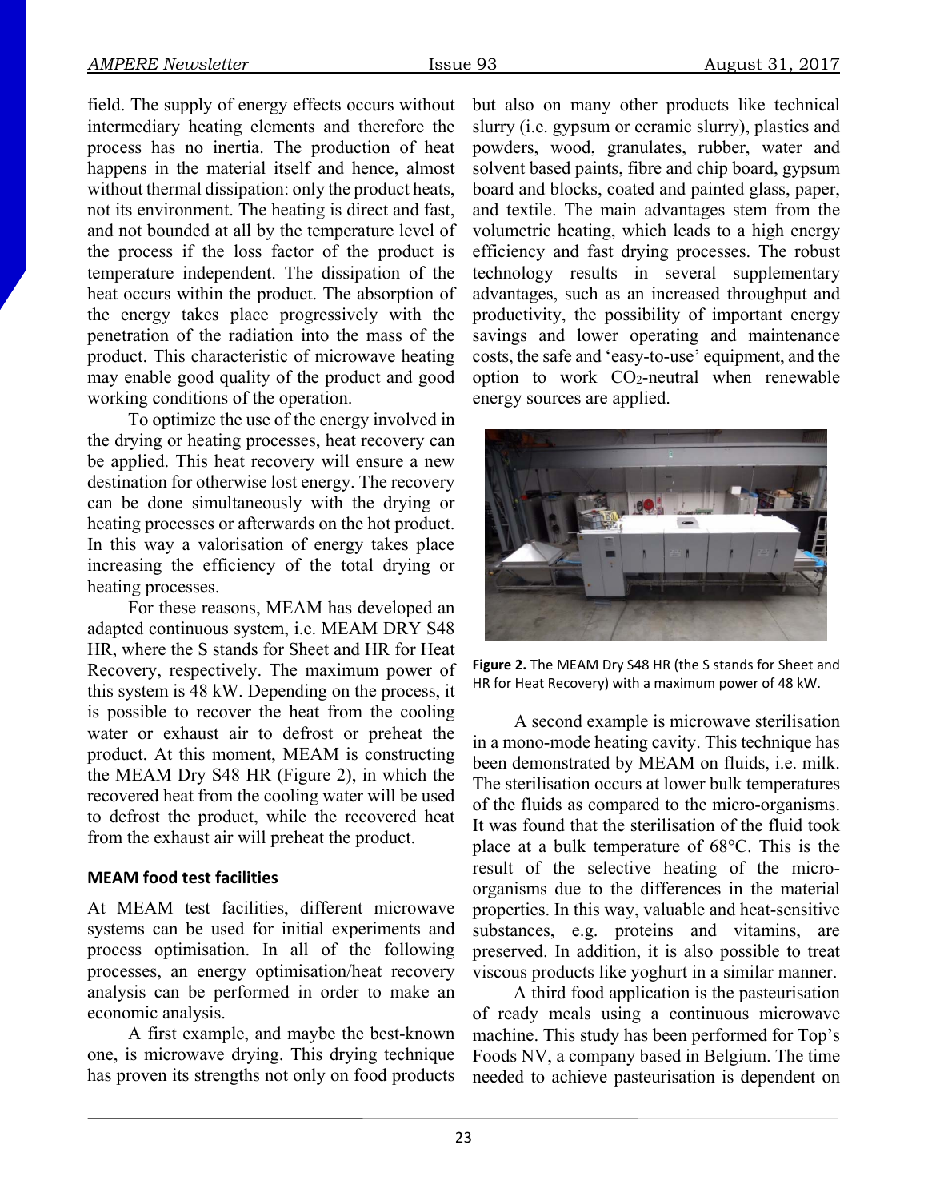field. The supply of energy effects occurs without intermediary heating elements and therefore the process has no inertia. The production of heat happens in the material itself and hence, almost without thermal dissipation: only the product heats, not its environment. The heating is direct and fast, and not bounded at all by the temperature level of the process if the loss factor of the product is temperature independent. The dissipation of the heat occurs within the product. The absorption of the energy takes place progressively with the penetration of the radiation into the mass of the product. This characteristic of microwave heating may enable good quality of the product and good working conditions of the operation.

To optimize the use of the energy involved in the drying or heating processes, heat recovery can be applied. This heat recovery will ensure a new destination for otherwise lost energy. The recovery can be done simultaneously with the drying or heating processes or afterwards on the hot product. In this way a valorisation of energy takes place increasing the efficiency of the total drying or heating processes.

For these reasons, MEAM has developed an adapted continuous system, i.e. MEAM DRY S48 HR, where the S stands for Sheet and HR for Heat Recovery, respectively. The maximum power of this system is 48 kW. Depending on the process, it is possible to recover the heat from the cooling water or exhaust air to defrost or preheat the product. At this moment, MEAM is constructing the MEAM Dry S48 HR (Figure 2), in which the recovered heat from the cooling water will be used to defrost the product, while the recovered heat from the exhaust air will preheat the product.

### MEAM food test facilities

At MEAM test facilities, different microwave systems can be used for initial experiments and process optimisation. In all of the following processes, an energy optimisation/heat recovery analysis can be performed in order to make an economic analysis.

A first example, and maybe the best-known one, is microwave drying. This drying technique has proven its strengths not only on food products but also on many other products like technical slurry (i.e. gypsum or ceramic slurry), plastics and powders, wood, granulates, rubber, water and solvent based paints, fibre and chip board, gypsum board and blocks, coated and painted glass, paper, and textile. The main advantages stem from the volumetric heating, which leads to a high energy efficiency and fast drying processes. The robust technology results in several supplementary advantages, such as an increased throughput and productivity, the possibility of important energy savings and lower operating and maintenance costs, the safe and 'easy-to-use' equipment, and the option to work $CO_2$-neutral when renewable energy sources are applied.

**Figure 2.** The MEAM Dry S48 HR (the S stands for Sheet and HR for Heat Recovery) with a maximum power of 48 kW.

A second example is microwave sterilisation in a mono-mode heating cavity. This technique has been demonstrated by MEAM on fluids, i.e. milk. The sterilisation occurs at lower bulk temperatures of the fluids as compared to the micro-organisms. It was found that the sterilisation of the fluid took place at a bulk temperature of 68°C. This is the result of the selective heating of the micro-organisms due to the differences in the material properties. In this way, valuable and heat-sensitive substances, e.g. proteins and vitamins, are preserved. In addition, it is also possible to treat viscous products like yoghurt in a similar manner.

A third food application is the pasteurisation of ready meals using a continuous microwave machine. This study has been performed for Top's Foods NV, a company based in Belgium. The time needed to achieve pasteurisation is dependent on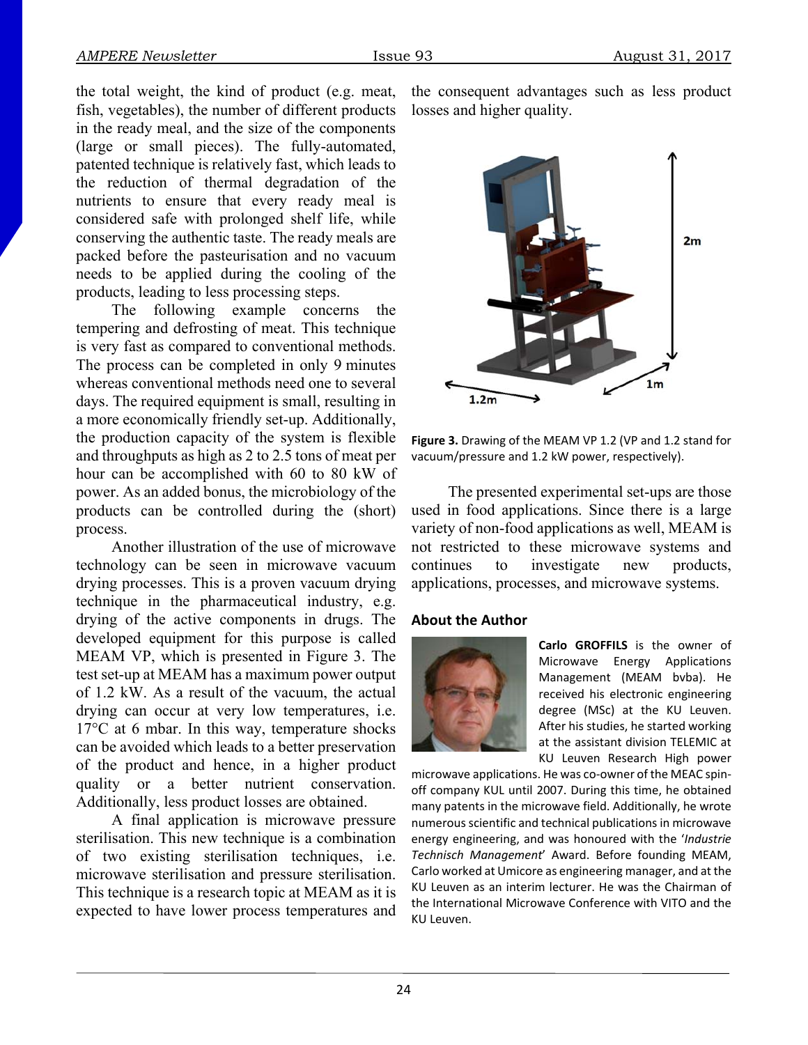the total weight, the kind of product (e.g. meat, fish, vegetables), the number of different products in the ready meal, and the size of the components (large or small pieces). The fully-automated, patented technique is relatively fast, which leads to the reduction of thermal degradation of the nutrients to ensure that every ready meal is considered safe with prolonged shelf life, while conserving the authentic taste. The ready meals are packed before the pasteurisation and no vacuum needs to be applied during the cooling of the products, leading to less processing steps.

The following example concerns the tempering and defrosting of meat. This technique is very fast as compared to conventional methods. The process can be completed in only 9 minutes whereas conventional methods need one to several days. The required equipment is small, resulting in a more economically friendly set-up. Additionally, the production capacity of the system is flexible and throughputs as high as 2 to 2.5 tons of meat per hour can be accomplished with 60 to 80 kW of power. As an added bonus, the microbiology of the products can be controlled during the (short) process.

Another illustration of the use of microwave technology can be seen in microwave vacuum drying processes. This is a proven vacuum drying technique in the pharmaceutical industry, e.g. drying of the active components in drugs. The developed equipment for this purpose is called MEAM VP, which is presented in Figure 3. The test set-up at MEAM has a maximum power output of 1.2 kW. As a result of the vacuum, the actual drying can occur at very low temperatures, i.e. 17°C at 6 mbar. In this way, temperature shocks can be avoided which leads to a better preservation of the product and hence, to a higher product quality or a better nutrient conservation. Additionally, less product losses are obtained.

A final application is microwave pressure sterilisation. This new technique is a combination of two existing sterilisation techniques, i.e. microwave sterilisation and pressure sterilisation. This technique is a research topic at MEAM as it is expected to have lower process temperatures and the consequent advantages such as less product losses and higher quality.

2m

1m

1.2m

**Figure 3.** Drawing of the MEAM VP 1.2 (VP and 1.2 stand for vacuum/pressure and 1.2 kW power, respectively).

The presented experimental set-ups are those used in food applications. Since there is a large variety of non-food applications as well, MEAM is not restricted to these microwave systems and continues to investigate new products, applications, processes, and microwave systems.

## About the Author

**Carlo GROFFILS** is the owner of Microwave Energy Applications Management (MEAM bvba). He received his electronic engineering degree (MSc) at the KU Leuven. After his studies, he started working at the assistant division TELEMIC at KU Leuven Research High power microwave applications. He was co-owner of the MEAC spin-off company KUL until 2007. During this time, he obtained many patents in the microwave field. Additionally, he wrote numerous scientific and technical publications in microwave energy engineering, and was honoured with the '*Industrie Technisch Management*' Award. Before founding MEAM, Carlo worked at Umicore as engineering manager, and at the KU Leuven as an interim lecturer. He was the Chairman of the International Microwave Conference with VITO and the KU Leuven.